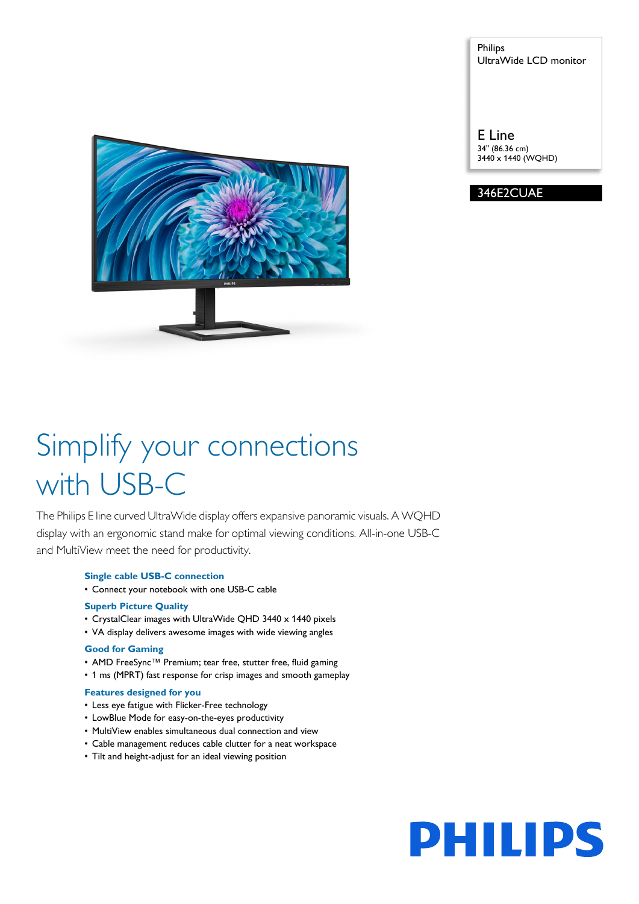Philips
UltraWide LCD monitor

E Line
34" (86.36 cm)
3440 x 1440 (WQHD)

346E2CUAE

# Simplify your connections with USB-C

The Philips E line curved UltraWide display offers expansive panoramic visuals. A WQHD display with an ergonomic stand make for optimal viewing conditions. All-in-one USB-C and MultiView meet the need for productivity.

### Single cable USB-C connection
- Connect your notebook with one USB-C cable

### Superb Picture Quality
- CrystalClear images with UltraWide QHD 3440 x 1440 pixels
- VA display delivers awesome images with wide viewing angles

### Good for Gaming
- AMD FreeSync™ Premium; tear free, stutter free, fluid gaming
- 1 ms (MPRT) fast response for crisp images and smooth gameplay

### Features designed for you
- Less eye fatigue with Flicker-Free technology
- LowBlue Mode for easy-on-the-eyes productivity
- MultiView enables simultaneous dual connection and view
- Cable management reduces cable clutter for a neat workspace
- Tilt and height-adjust for an ideal viewing position

PHILIPS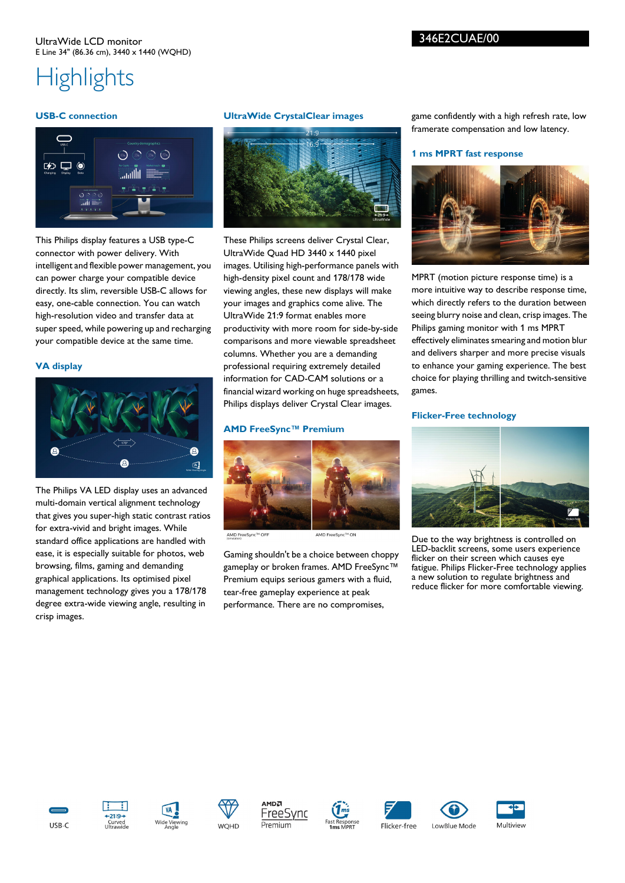UltraWide LCD monitor
E Line 34" (86.36 cm), 3440 x 1440 (WQHD)

346E2CUAE/00

# Highlights

### USB-C connection

This Philips display features a USB type-C connector with power delivery. With intelligent and flexible power management, you can power charge your compatible device directly. Its slim, reversible USB-C allows for easy, one-cable connection. You can watch high-resolution video and transfer data at super speed, while powering up and recharging your compatible device at the same time.

### VA display

The Philips VA LED display uses an advanced multi-domain vertical alignment technology that gives you super-high static contrast ratios for extra-vivid and bright images. While standard office applications are handled with ease, it is especially suitable for photos, web browsing, films, gaming and demanding graphical applications. Its optimised pixel management technology gives you a 178/178 degree extra-wide viewing angle, resulting in crisp images.

### UltraWide CrystalClear images

These Philips screens deliver Crystal Clear, UltraWide Quad HD 3440 x 1440 pixel images. Utilising high-performance panels with high-density pixel count and 178/178 wide viewing angles, these new displays will make your images and graphics come alive. The UltraWide 21:9 format enables more productivity with more room for side-by-side comparisons and more viewable spreadsheet columns. Whether you are a demanding professional requiring extremely detailed information for CAD-CAM solutions or a financial wizard working on huge spreadsheets, Philips displays deliver Crystal Clear images.

### AMD FreeSync™ Premium

AMD FreeSync™ OFF (Simulation)    AMD FreeSync™ ON

Gaming shouldn't be a choice between choppy gameplay or broken frames. AMD FreeSync™ Premium equips serious gamers with a fluid, tear-free gameplay experience at peak performance. There are no compromises, game confidently with a high refresh rate, low framerate compensation and low latency.

### 1 ms MPRT fast response

MPRT (motion picture response time) is a more intuitive way to describe response time, which directly refers to the duration between seeing blurry noise and clean, crisp images. The Philips gaming monitor with 1 ms MPRT effectively eliminates smearing and motion blur and delivers sharper and more precise visuals to enhance your gaming experience. The best choice for playing thrilling and twitch-sensitive games.

### Flicker-Free technology

Due to the way brightness is controlled on LED-backlit screens, some users experience flicker on their screen which causes eye fatigue. Philips Flicker-Free technology applies a new solution to regulate brightness and reduce flicker for more comfortable viewing.

USB-C | 21:9 Curved Ultrawide | Wide Viewing Angle | WQHD | AMD FreeSync Premium | Fast Response 1ms MPRT | Flicker-free | LowBlue Mode | Multiview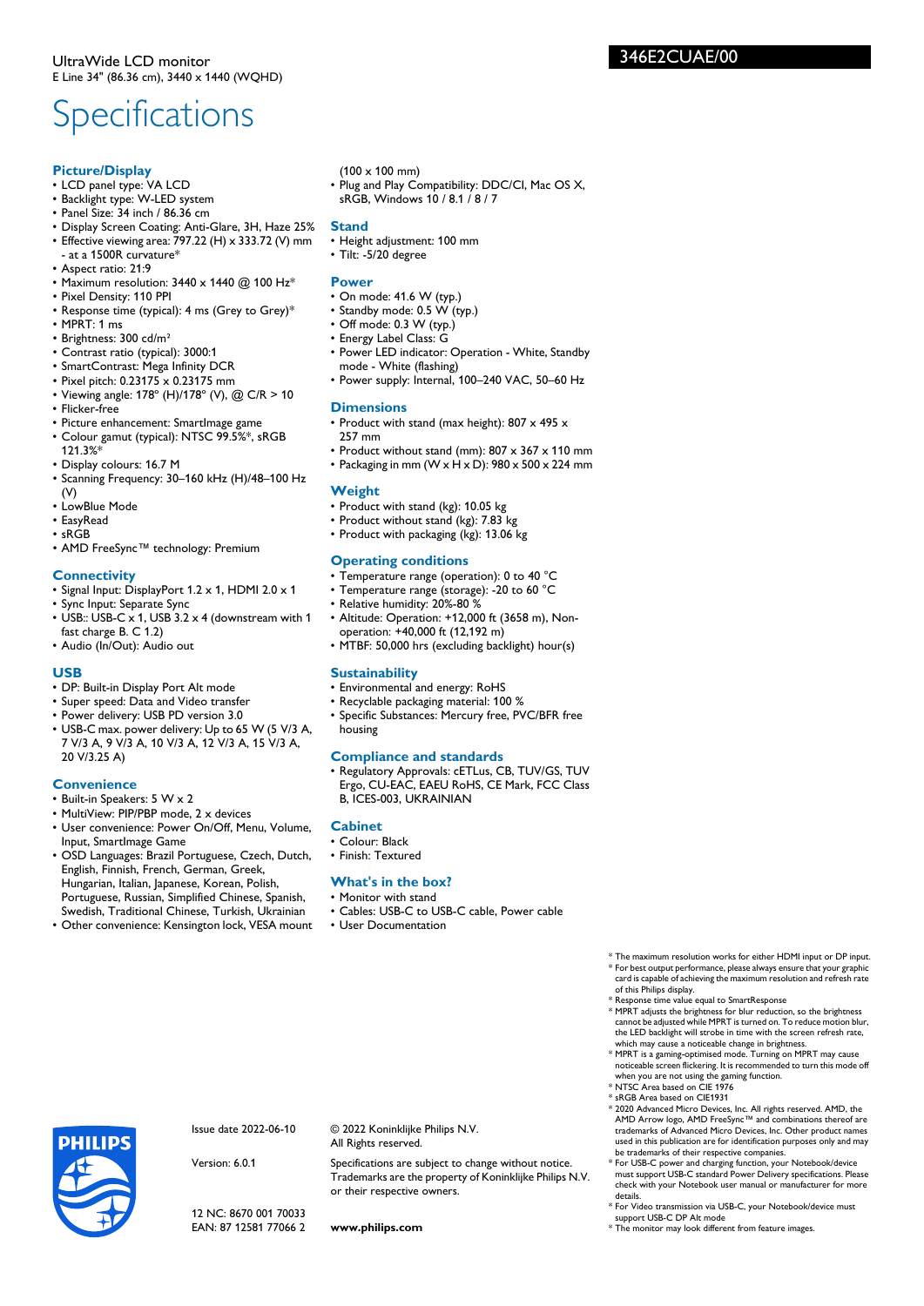UltraWide LCD monitor
E Line 34" (86.36 cm), 3440 x 1440 (WQHD)

346E2CUAE/00

# Specifications

## Picture/Display

- LCD panel type: VA LCD
- Backlight type: W-LED system
- Panel Size: 34 inch / 86.36 cm
- Display Screen Coating: Anti-Glare, 3H, Haze 25%
- Effective viewing area: 797.22 (H) x 333.72 (V) mm - at a 1500R curvature*
- Aspect ratio: 21:9
- Maximum resolution: 3440 x 1440 @ 100 Hz*
- Pixel Density: 110 PPI
- Response time (typical): 4 ms (Grey to Grey)*
- MPRT: 1 ms
- Brightness: 300 cd/m²
- Contrast ratio (typical): 3000:1
- SmartContrast: Mega Infinity DCR
- Pixel pitch: 0.23175 x 0.23175 mm
- Viewing angle: 178° (H)/178° (V), @ C/R > 10
- Flicker-free
- Picture enhancement: SmartImage game
- Colour gamut (typical): NTSC 99.5%*, sRGB 121.3%*
- Display colours: 16.7 M
- Scanning Frequency: 30–160 kHz (H)/48–100 Hz (V)
- LowBlue Mode
- EasyRead
- sRGB
- AMD FreeSync™ technology: Premium

## Connectivity

- Signal Input: DisplayPort 1.2 x 1, HDMI 2.0 x 1
- Sync Input: Separate Sync
- USB:: USB-C x 1, USB 3.2 x 4 (downstream with 1 fast charge B. C 1.2)
- Audio (In/Out): Audio out

## USB

- DP: Built-in Display Port Alt mode
- Super speed: Data and Video transfer
- Power delivery: USB PD version 3.0
- USB-C max. power delivery: Up to 65 W (5 V/3 A, 7 V/3 A, 9 V/3 A, 10 V/3 A, 12 V/3 A, 15 V/3 A, 20 V/3.25 A)

## Convenience

- Built-in Speakers: 5 W x 2
- MultiView: PIP/PBP mode, 2 x devices
- User convenience: Power On/Off, Menu, Volume, Input, SmartImage Game
- OSD Languages: Brazil Portuguese, Czech, Dutch, English, Finnish, French, German, Greek, Hungarian, Italian, Japanese, Korean, Polish, Portuguese, Russian, Simplified Chinese, Spanish, Swedish, Traditional Chinese, Turkish, Ukrainian
- Other convenience: Kensington lock, VESA mount (100 x 100 mm)
- Plug and Play Compatibility: DDC/CI, Mac OS X, sRGB, Windows 10 / 8.1 / 8 / 7

## Stand

- Height adjustment: 100 mm
- Tilt: -5/20 degree

## Power

- On mode: 41.6 W (typ.)
- Standby mode: 0.5 W (typ.)
- Off mode: 0.3 W (typ.)
- Energy Label Class: G
- Power LED indicator: Operation - White, Standby mode - White (flashing)
- Power supply: Internal, 100–240 VAC, 50–60 Hz

## Dimensions

- Product with stand (max height): 807 x 495 x 257 mm
- Product without stand (mm): 807 x 367 x 110 mm
- Packaging in mm (W x H x D): 980 x 500 x 224 mm

## Weight

- Product with stand (kg): 10.05 kg
- Product without stand (kg): 7.83 kg
- Product with packaging (kg): 13.06 kg

## Operating conditions

- Temperature range (operation): 0 to 40 °C
- Temperature range (storage): -20 to 60 °C
- Relative humidity: 20%-80 %
- Altitude: Operation: +12,000 ft (3658 m), Non-operation: +40,000 ft (12,192 m)
- MTBF: 50,000 hrs (excluding backlight) hour(s)

## Sustainability

- Environmental and energy: RoHS
- Recyclable packaging material: 100 %
- Specific Substances: Mercury free, PVC/BFR free housing

## Compliance and standards

- Regulatory Approvals: cETLus, CB, TUV/GS, TUV Ergo, CU-EAC, EAEU RoHS, CE Mark, FCC Class B, ICES-003, UKRAINIAN

## Cabinet

- Colour: Black
- Finish: Textured

## What's in the box?

- Monitor with stand
- Cables: USB-C to USB-C cable, Power cable
- User Documentation

\* The maximum resolution works for either HDMI input or DP input.
\* For best output performance, please always ensure that your graphic card is capable of achieving the maximum resolution and refresh rate of this Philips display.
\* Response time value equal to SmartResponse
\* MPRT adjusts the brightness for blur reduction, so the brightness cannot be adjusted while MPRT is turned on. To reduce motion blur, the LED backlight will strobe in time with the screen refresh rate, which may cause a noticeable change in brightness.
\* MPRT is a gaming-optimised mode. Turning on MPRT may cause noticeable screen flickering. It is recommended to turn this mode off when you are not using the gaming function.
\* NTSC Area based on CIE 1976
\* sRGB Area based on CIE1931
\* 2020 Advanced Micro Devices, Inc. All rights reserved. AMD, the AMD Arrow logo, AMD FreeSync™ and combinations thereof are trademarks of Advanced Micro Devices, Inc. Other product names used in this publication are for identification purposes only and may be trademarks of their respective companies.
\* For USB-C power and charging function, your Notebook/device must support USB-C standard Power Delivery specifications. Please check with your Notebook user manual or manufacturer for more details.
\* For Video transmission via USB-C, your Notebook/device must support USB-C DP Alt mode
\* The monitor may look different from feature images.

Issue date 2022-06-10

Version: 6.0.1

12 NC: 8670 001 70033
EAN: 87 12581 77066 2

© 2022 Koninklijke Philips N.V.
All Rights reserved.

Specifications are subject to change without notice. Trademarks are the property of Koninklijke Philips N.V. or their respective owners.

**www.philips.com**